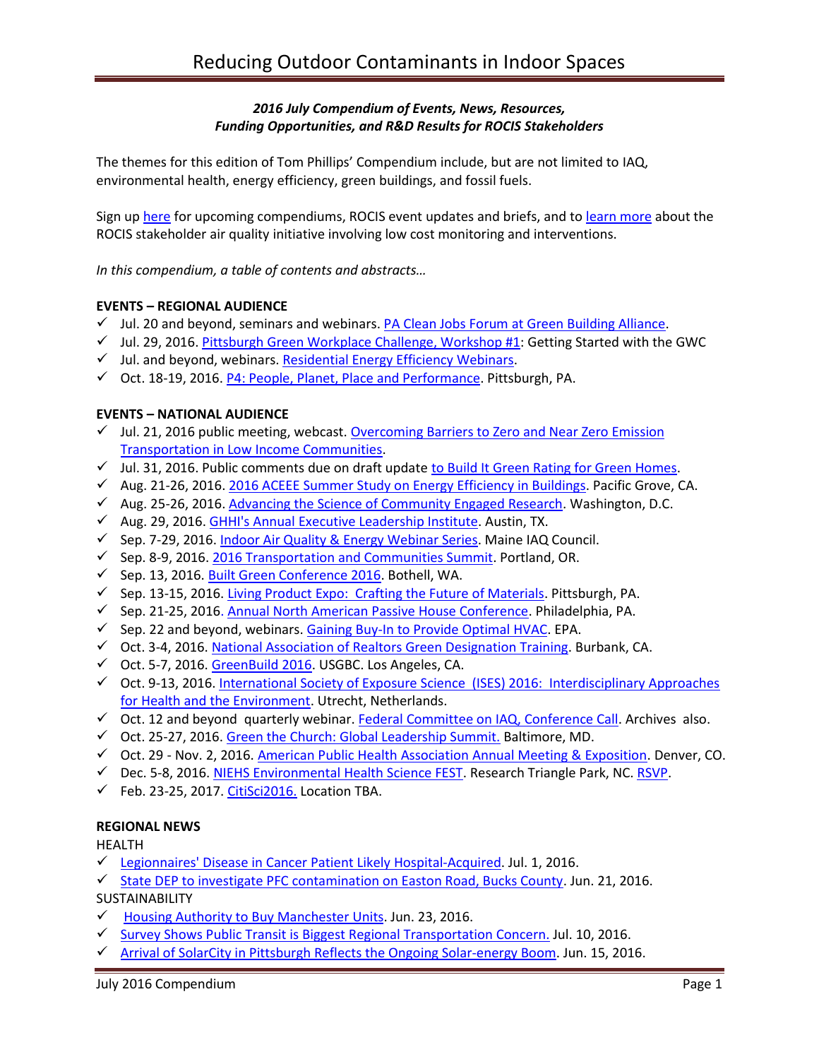# Reducing Outdoor Contaminants in Indoor Spaces

***2016 July Compendium of Events, News, Resources, Funding Opportunities, and R&D Results for ROCIS Stakeholders***

The themes for this edition of Tom Phillips' Compendium include, but are not limited to IAQ, environmental health, energy efficiency, green buildings, and fossil fuels.

Sign up here for upcoming compendiums, ROCIS event updates and briefs, and to learn more about the ROCIS stakeholder air quality initiative involving low cost monitoring and interventions.

*In this compendium, a table of contents and abstracts…*

**EVENTS – REGIONAL AUDIENCE**

- ✓ Jul. 20 and beyond, seminars and webinars. PA Clean Jobs Forum at Green Building Alliance.
- ✓ Jul. 29, 2016. Pittsburgh Green Workplace Challenge, Workshop #1: Getting Started with the GWC
- ✓ Jul. and beyond, webinars. Residential Energy Efficiency Webinars.
- ✓ Oct. 18-19, 2016. P4: People, Planet, Place and Performance. Pittsburgh, PA.

**EVENTS – NATIONAL AUDIENCE**

- ✓ Jul. 21, 2016 public meeting, webcast. Overcoming Barriers to Zero and Near Zero Emission Transportation in Low Income Communities.
- ✓ Jul. 31, 2016. Public comments due on draft update to Build It Green Rating for Green Homes.
- ✓ Aug. 21-26, 2016. 2016 ACEEE Summer Study on Energy Efficiency in Buildings. Pacific Grove, CA.
- ✓ Aug. 25-26, 2016. Advancing the Science of Community Engaged Research. Washington, D.C.
- ✓ Aug. 29, 2016. GHHI's Annual Executive Leadership Institute. Austin, TX.
- ✓ Sep. 7-29, 2016. Indoor Air Quality & Energy Webinar Series. Maine IAQ Council.
- ✓ Sep. 8-9, 2016. 2016 Transportation and Communities Summit. Portland, OR.
- ✓ Sep. 13, 2016. Built Green Conference 2016. Bothell, WA.
- ✓ Sep. 13-15, 2016. Living Product Expo: Crafting the Future of Materials. Pittsburgh, PA.
- ✓ Sep. 21-25, 2016. Annual North American Passive House Conference. Philadelphia, PA.
- ✓ Sep. 22 and beyond, webinars. Gaining Buy-In to Provide Optimal HVAC. EPA.
- ✓ Oct. 3-4, 2016. National Association of Realtors Green Designation Training. Burbank, CA.
- ✓ Oct. 5-7, 2016. GreenBuild 2016. USGBC. Los Angeles, CA.
- ✓ Oct. 9-13, 2016. International Society of Exposure Science (ISES) 2016: Interdisciplinary Approaches for Health and the Environment. Utrecht, Netherlands.
- ✓ Oct. 12 and beyond quarterly webinar. Federal Committee on IAQ, Conference Call. Archives also.
- ✓ Oct. 25-27, 2016. Green the Church: Global Leadership Summit. Baltimore, MD.
- ✓ Oct. 29 - Nov. 2, 2016. American Public Health Association Annual Meeting & Exposition. Denver, CO.
- ✓ Dec. 5-8, 2016. NIEHS Environmental Health Science FEST. Research Triangle Park, NC. RSVP.
- ✓ Feb. 23-25, 2017. CitiSci2016. Location TBA.

**REGIONAL NEWS**

HEALTH

- ✓ Legionnaires' Disease in Cancer Patient Likely Hospital-Acquired. Jul. 1, 2016.
- ✓ State DEP to investigate PFC contamination on Easton Road, Bucks County. Jun. 21, 2016.

SUSTAINABILITY

- ✓ Housing Authority to Buy Manchester Units. Jun. 23, 2016.
- ✓ Survey Shows Public Transit is Biggest Regional Transportation Concern. Jul. 10, 2016.
- ✓ Arrival of SolarCity in Pittsburgh Reflects the Ongoing Solar-energy Boom. Jun. 15, 2016.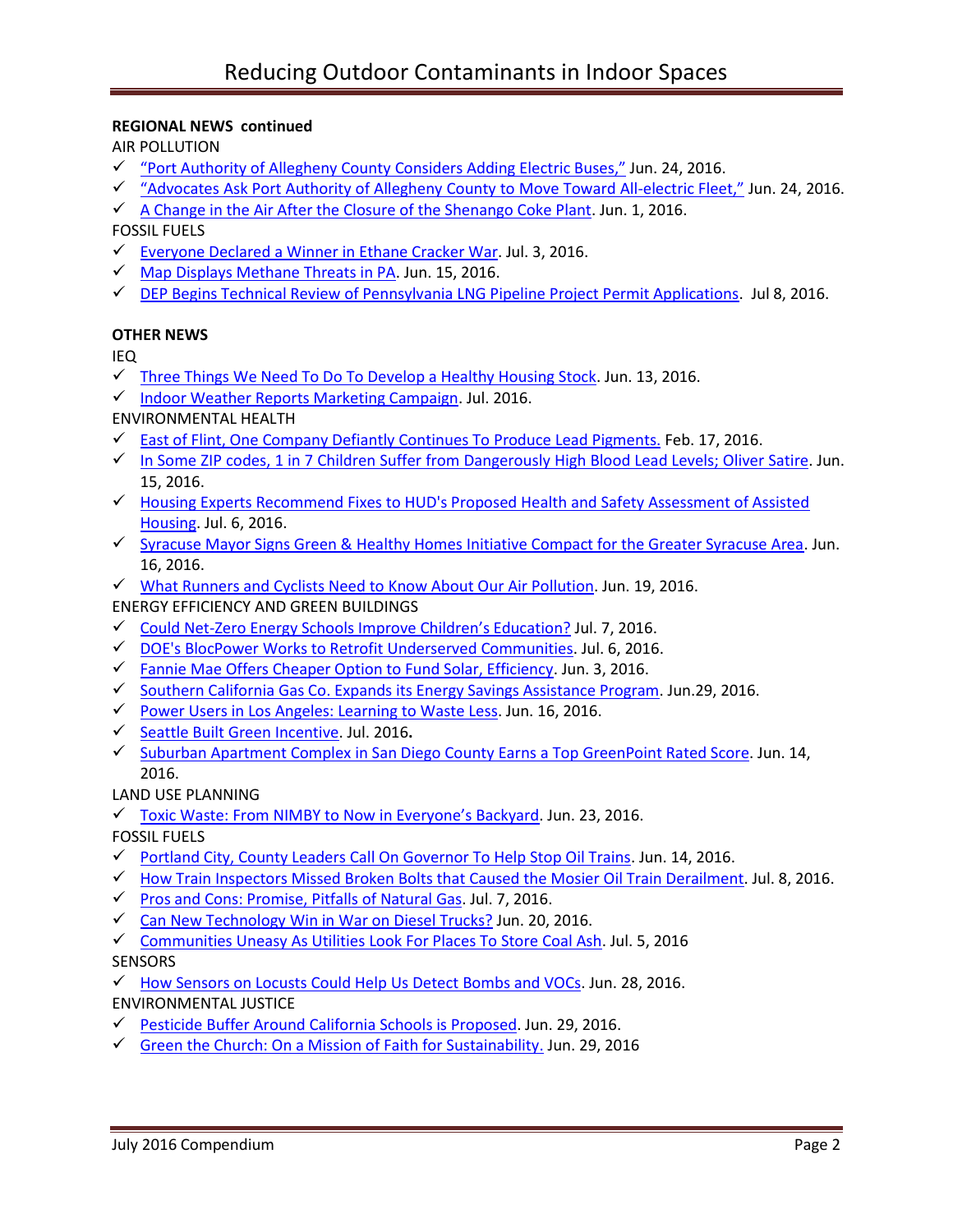**REGIONAL NEWS continued**

AIR POLLUTION

- ✓ “Port Authority of Allegheny County Considers Adding Electric Buses,” Jun. 24, 2016.
- ✓ “Advocates Ask Port Authority of Allegheny County to Move Toward All-electric Fleet,” Jun. 24, 2016.
- ✓ A Change in the Air After the Closure of the Shenango Coke Plant. Jun. 1, 2016.

FOSSIL FUELS

- ✓ Everyone Declared a Winner in Ethane Cracker War. Jul. 3, 2016.
- ✓ Map Displays Methane Threats in PA. Jun. 15, 2016.
- ✓ DEP Begins Technical Review of Pennsylvania LNG Pipeline Project Permit Applications. Jul 8, 2016.

**OTHER NEWS**

IEQ

- ✓ Three Things We Need To Do To Develop a Healthy Housing Stock. Jun. 13, 2016.
- ✓ Indoor Weather Reports Marketing Campaign. Jul. 2016.

ENVIRONMENTAL HEALTH

- ✓ East of Flint, One Company Defiantly Continues To Produce Lead Pigments. Feb. 17, 2016.
- ✓ In Some ZIP codes, 1 in 7 Children Suffer from Dangerously High Blood Lead Levels; Oliver Satire. Jun. 15, 2016.
- ✓ Housing Experts Recommend Fixes to HUD's Proposed Health and Safety Assessment of Assisted Housing. Jul. 6, 2016.
- ✓ Syracuse Mayor Signs Green & Healthy Homes Initiative Compact for the Greater Syracuse Area. Jun. 16, 2016.
- ✓ What Runners and Cyclists Need to Know About Our Air Pollution. Jun. 19, 2016.

ENERGY EFFICIENCY AND GREEN BUILDINGS

- ✓ Could Net-Zero Energy Schools Improve Children’s Education? Jul. 7, 2016.
- ✓ DOE's BlocPower Works to Retrofit Underserved Communities. Jul. 6, 2016.
- ✓ Fannie Mae Offers Cheaper Option to Fund Solar, Efficiency. Jun. 3, 2016.
- ✓ Southern California Gas Co. Expands its Energy Savings Assistance Program. Jun.29, 2016.
- ✓ Power Users in Los Angeles: Learning to Waste Less. Jun. 16, 2016.
- ✓ Seattle Built Green Incentive. Jul. 2016**.**
- ✓ Suburban Apartment Complex in San Diego County Earns a Top GreenPoint Rated Score. Jun. 14, 2016.

LAND USE PLANNING

- ✓ Toxic Waste: From NIMBY to Now in Everyone’s Backyard. Jun. 23, 2016.

FOSSIL FUELS

- ✓ Portland City, County Leaders Call On Governor To Help Stop Oil Trains. Jun. 14, 2016.
- ✓ How Train Inspectors Missed Broken Bolts that Caused the Mosier Oil Train Derailment. Jul. 8, 2016.
- ✓ Pros and Cons: Promise, Pitfalls of Natural Gas. Jul. 7, 2016.
- ✓ Can New Technology Win in War on Diesel Trucks? Jun. 20, 2016.
- ✓ Communities Uneasy As Utilities Look For Places To Store Coal Ash. Jul. 5, 2016

SENSORS

- ✓ How Sensors on Locusts Could Help Us Detect Bombs and VOCs. Jun. 28, 2016.

ENVIRONMENTAL JUSTICE

- ✓ Pesticide Buffer Around California Schools is Proposed. Jun. 29, 2016.
- ✓ Green the Church: On a Mission of Faith for Sustainability. Jun. 29, 2016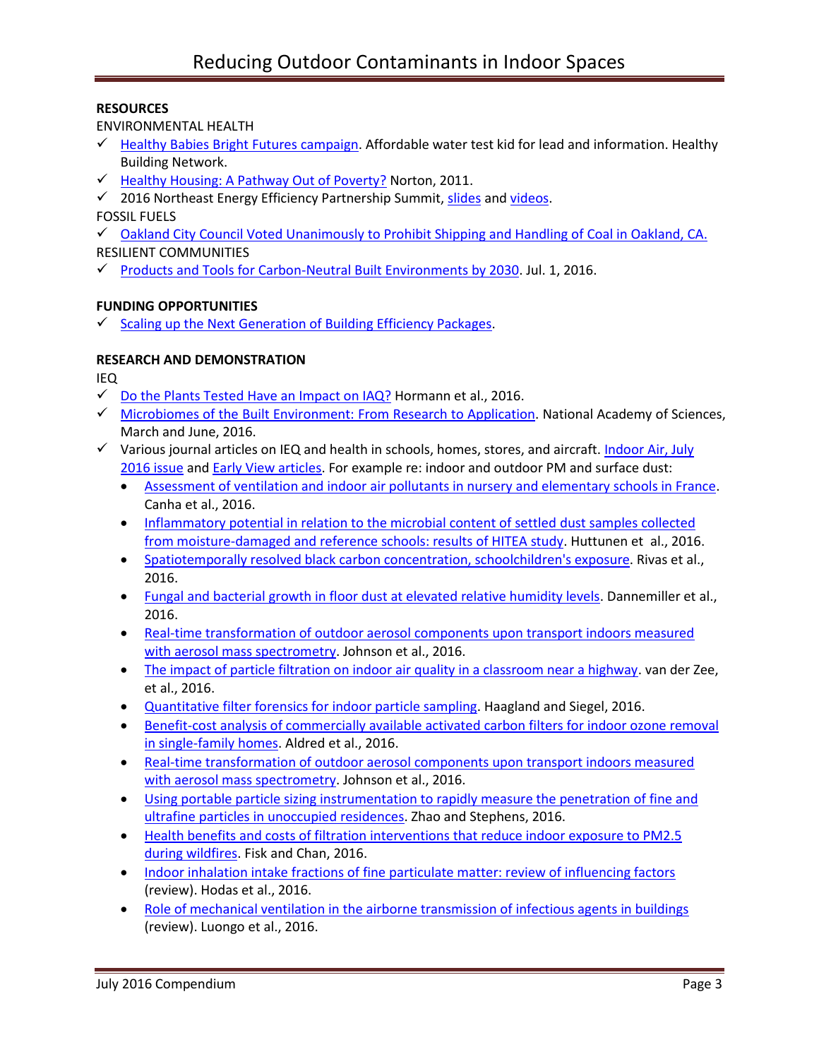**RESOURCES**

ENVIRONMENTAL HEALTH

- ✓ Healthy Babies Bright Futures campaign. Affordable water test kid for lead and information. Healthy Building Network.
- ✓ Healthy Housing: A Pathway Out of Poverty? Norton, 2011.
- ✓ 2016 Northeast Energy Efficiency Partnership Summit, slides and videos.

FOSSIL FUELS

- ✓ Oakland City Council Voted Unanimously to Prohibit Shipping and Handling of Coal in Oakland, CA.

RESILIENT COMMUNITIES

- ✓ Products and Tools for Carbon-Neutral Built Environments by 2030. Jul. 1, 2016.

**FUNDING OPPORTUNITIES**

- ✓ Scaling up the Next Generation of Building Efficiency Packages.

**RESEARCH AND DEMONSTRATION**

IEQ

- ✓ Do the Plants Tested Have an Impact on IAQ? Hormann et al., 2016.
- ✓ Microbiomes of the Built Environment: From Research to Application. National Academy of Sciences, March and June, 2016.
- ✓ Various journal articles on IEQ and health in schools, homes, stores, and aircraft. Indoor Air, July 2016 issue and Early View articles. For example re: indoor and outdoor PM and surface dust:
  - Assessment of ventilation and indoor air pollutants in nursery and elementary schools in France. Canha et al., 2016.
  - Inflammatory potential in relation to the microbial content of settled dust samples collected from moisture-damaged and reference schools: results of HITEA study. Huttunen et al., 2016.
  - Spatiotemporally resolved black carbon concentration, schoolchildren's exposure. Rivas et al., 2016.
  - Fungal and bacterial growth in floor dust at elevated relative humidity levels. Dannemiller et al., 2016.
  - Real-time transformation of outdoor aerosol components upon transport indoors measured with aerosol mass spectrometry. Johnson et al., 2016.
  - The impact of particle filtration on indoor air quality in a classroom near a highway. van der Zee, et al., 2016.
  - Quantitative filter forensics for indoor particle sampling. Haagland and Siegel, 2016.
  - Benefit-cost analysis of commercially available activated carbon filters for indoor ozone removal in single-family homes. Aldred et al., 2016.
  - Real-time transformation of outdoor aerosol components upon transport indoors measured with aerosol mass spectrometry. Johnson et al., 2016.
  - Using portable particle sizing instrumentation to rapidly measure the penetration of fine and ultrafine particles in unoccupied residences. Zhao and Stephens, 2016.
  - Health benefits and costs of filtration interventions that reduce indoor exposure to PM2.5 during wildfires. Fisk and Chan, 2016.
  - Indoor inhalation intake fractions of fine particulate matter: review of influencing factors (review). Hodas et al., 2016.
  - Role of mechanical ventilation in the airborne transmission of infectious agents in buildings (review). Luongo et al., 2016.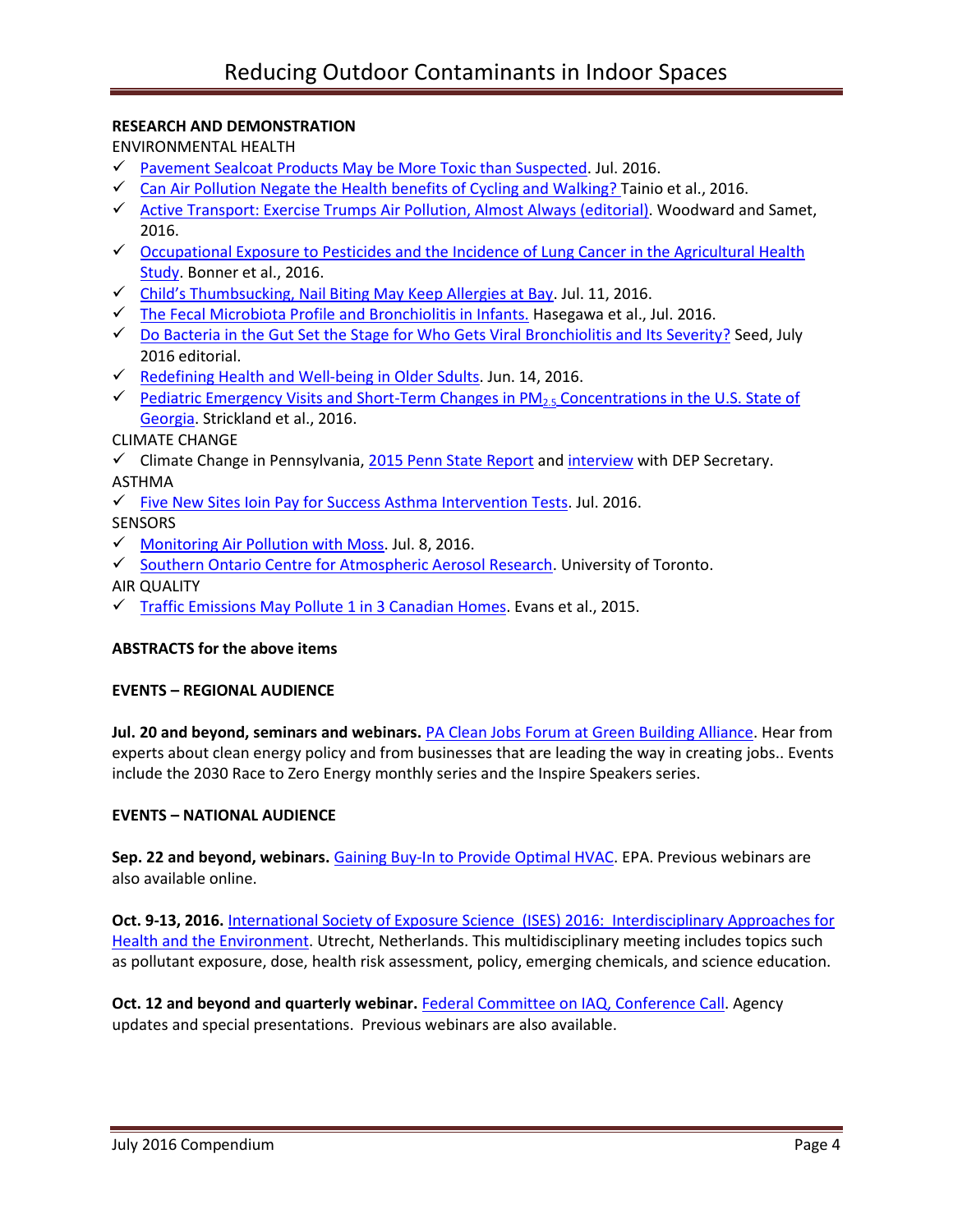**RESEARCH AND DEMONSTRATION**

ENVIRONMENTAL HEALTH

- ✓ Pavement Sealcoat Products May be More Toxic than Suspected. Jul. 2016.
- ✓ Can Air Pollution Negate the Health benefits of Cycling and Walking? Tainio et al., 2016.
- ✓ Active Transport: Exercise Trumps Air Pollution, Almost Always (editorial). Woodward and Samet, 2016.
- ✓ Occupational Exposure to Pesticides and the Incidence of Lung Cancer in the Agricultural Health Study. Bonner et al., 2016.
- ✓ Child's Thumbsucking, Nail Biting May Keep Allergies at Bay. Jul. 11, 2016.
- ✓ The Fecal Microbiota Profile and Bronchiolitis in Infants. Hasegawa et al., Jul. 2016.
- ✓ Do Bacteria in the Gut Set the Stage for Who Gets Viral Bronchiolitis and Its Severity? Seed, July 2016 editorial.
- ✓ Redefining Health and Well-being in Older Sdults. Jun. 14, 2016.
- ✓ Pediatric Emergency Visits and Short-Term Changes in $PM_{2.5}$ Concentrations in the U.S. State of Georgia. Strickland et al., 2016.

CLIMATE CHANGE

- ✓ Climate Change in Pennsylvania, 2015 Penn State Report and interview with DEP Secretary.

ASTHMA

- ✓ Five New Sites Ioin Pay for Success Asthma Intervention Tests. Jul. 2016.

SENSORS

- ✓ Monitoring Air Pollution with Moss. Jul. 8, 2016.
- ✓ Southern Ontario Centre for Atmospheric Aerosol Research. University of Toronto.

AIR QUALITY

- ✓ Traffic Emissions May Pollute 1 in 3 Canadian Homes. Evans et al., 2015.

**ABSTRACTS for the above items**

**EVENTS – REGIONAL AUDIENCE**

**Jul. 20 and beyond, seminars and webinars.** PA Clean Jobs Forum at Green Building Alliance. Hear from experts about clean energy policy and from businesses that are leading the way in creating jobs.. Events include the 2030 Race to Zero Energy monthly series and the Inspire Speakers series.

**EVENTS – NATIONAL AUDIENCE**

**Sep. 22 and beyond, webinars.** Gaining Buy-In to Provide Optimal HVAC. EPA. Previous webinars are also available online.

**Oct. 9-13, 2016.** International Society of Exposure Science (ISES) 2016: Interdisciplinary Approaches for Health and the Environment. Utrecht, Netherlands. This multidisciplinary meeting includes topics such as pollutant exposure, dose, health risk assessment, policy, emerging chemicals, and science education.

**Oct. 12 and beyond and quarterly webinar.** Federal Committee on IAQ, Conference Call. Agency updates and special presentations. Previous webinars are also available.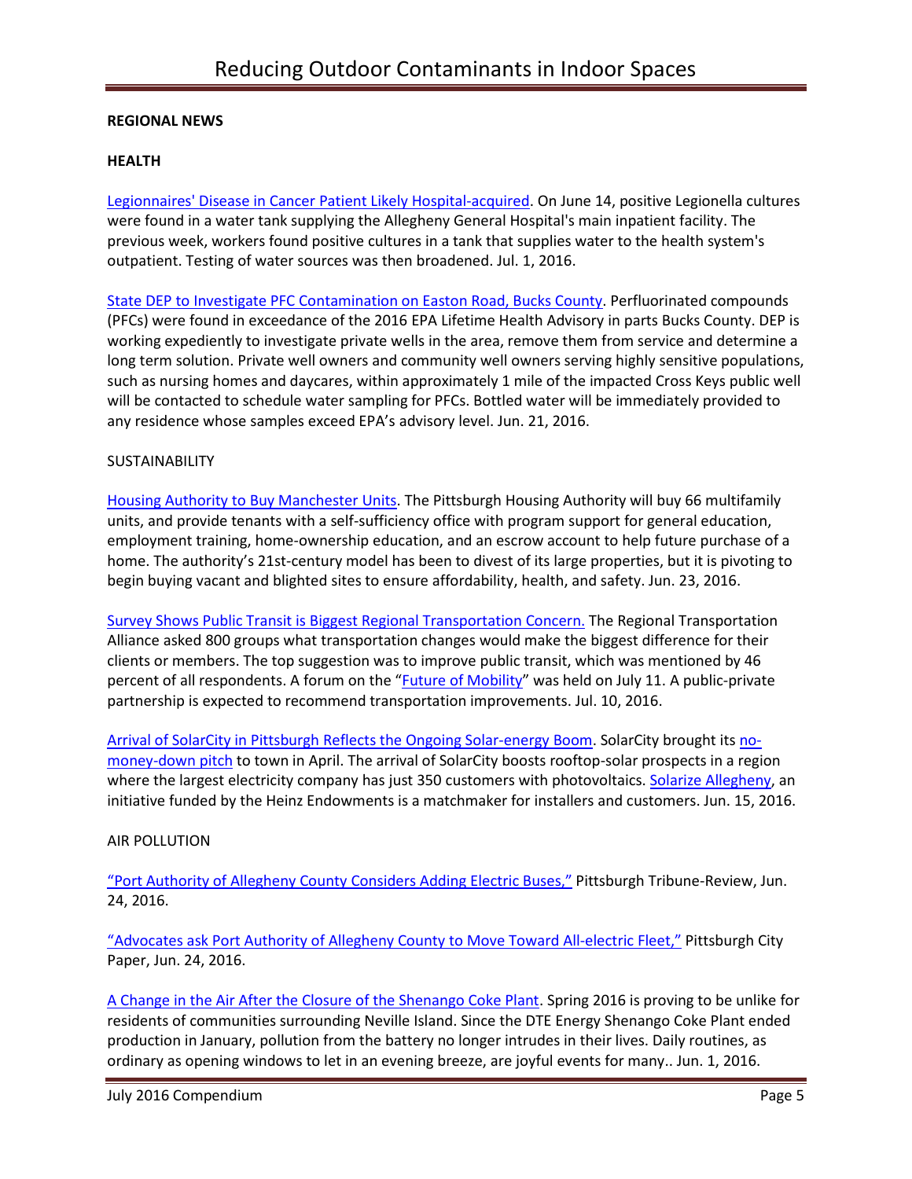**REGIONAL NEWS**

**HEALTH**

Legionnaires' Disease in Cancer Patient Likely Hospital-acquired. On June 14, positive Legionella cultures were found in a water tank supplying the Allegheny General Hospital's main inpatient facility. The previous week, workers found positive cultures in a tank that supplies water to the health system's outpatient. Testing of water sources was then broadened. Jul. 1, 2016.

State DEP to Investigate PFC Contamination on Easton Road, Bucks County. Perfluorinated compounds (PFCs) were found in exceedance of the 2016 EPA Lifetime Health Advisory in parts Bucks County. DEP is working expediently to investigate private wells in the area, remove them from service and determine a long term solution. Private well owners and community well owners serving highly sensitive populations, such as nursing homes and daycares, within approximately 1 mile of the impacted Cross Keys public well will be contacted to schedule water sampling for PFCs. Bottled water will be immediately provided to any residence whose samples exceed EPA's advisory level. Jun. 21, 2016.

SUSTAINABILITY

Housing Authority to Buy Manchester Units. The Pittsburgh Housing Authority will buy 66 multifamily units, and provide tenants with a self-sufficiency office with program support for general education, employment training, home-ownership education, and an escrow account to help future purchase of a home. The authority's 21st-century model has been to divest of its large properties, but it is pivoting to begin buying vacant and blighted sites to ensure affordability, health, and safety. Jun. 23, 2016.

Survey Shows Public Transit is Biggest Regional Transportation Concern. The Regional Transportation Alliance asked 800 groups what transportation changes would make the biggest difference for their clients or members. The top suggestion was to improve public transit, which was mentioned by 46 percent of all respondents. A forum on the "Future of Mobility" was held on July 11. A public-private partnership is expected to recommend transportation improvements. Jul. 10, 2016.

Arrival of SolarCity in Pittsburgh Reflects the Ongoing Solar-energy Boom. SolarCity brought its no-money-down pitch to town in April. The arrival of SolarCity boosts rooftop-solar prospects in a region where the largest electricity company has just 350 customers with photovoltaics. Solarize Allegheny, an initiative funded by the Heinz Endowments is a matchmaker for installers and customers. Jun. 15, 2016.

AIR POLLUTION

"Port Authority of Allegheny County Considers Adding Electric Buses," Pittsburgh Tribune-Review, Jun. 24, 2016.

"Advocates ask Port Authority of Allegheny County to Move Toward All-electric Fleet," Pittsburgh City Paper, Jun. 24, 2016.

A Change in the Air After the Closure of the Shenango Coke Plant. Spring 2016 is proving to be unlike for residents of communities surrounding Neville Island. Since the DTE Energy Shenango Coke Plant ended production in January, pollution from the battery no longer intrudes in their lives. Daily routines, as ordinary as opening windows to let in an evening breeze, are joyful events for many.. Jun. 1, 2016.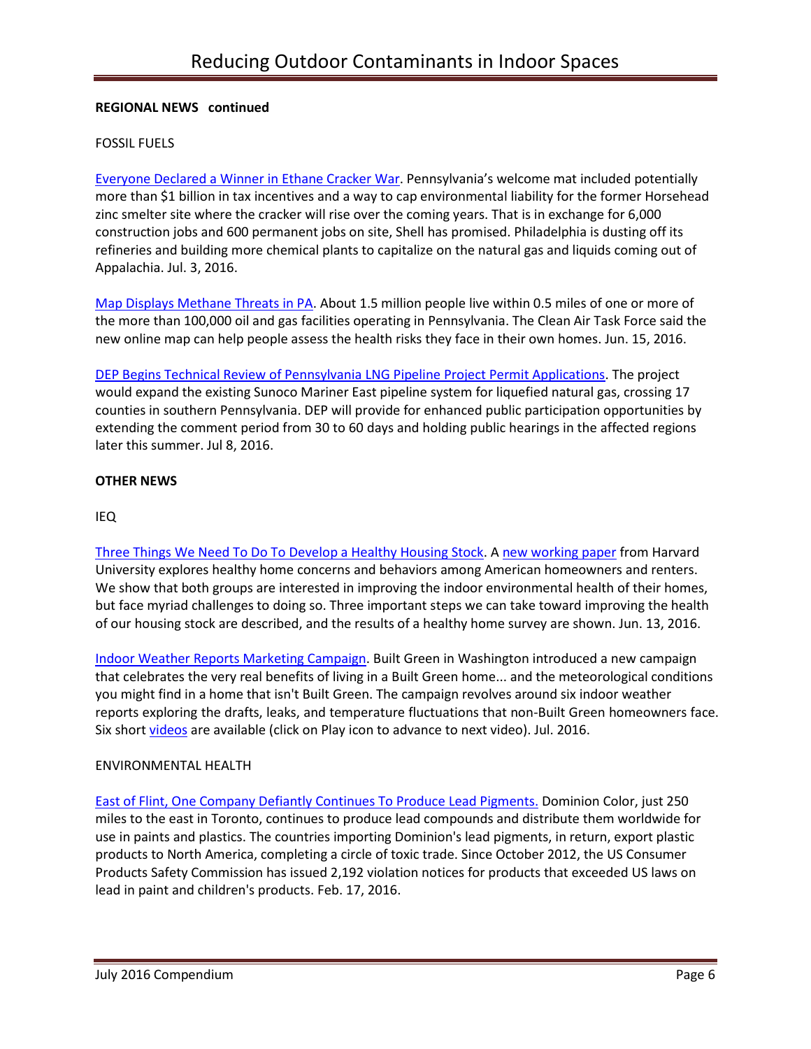**REGIONAL NEWS continued**

FOSSIL FUELS

Everyone Declared a Winner in Ethane Cracker War. Pennsylvania's welcome mat included potentially more than $1 billion in tax incentives and a way to cap environmental liability for the former Horsehead zinc smelter site where the cracker will rise over the coming years. That is in exchange for 6,000 construction jobs and 600 permanent jobs on site, Shell has promised. Philadelphia is dusting off its refineries and building more chemical plants to capitalize on the natural gas and liquids coming out of Appalachia. Jul. 3, 2016.

Map Displays Methane Threats in PA. About 1.5 million people live within 0.5 miles of one or more of the more than 100,000 oil and gas facilities operating in Pennsylvania. The Clean Air Task Force said the new online map can help people assess the health risks they face in their own homes. Jun. 15, 2016.

DEP Begins Technical Review of Pennsylvania LNG Pipeline Project Permit Applications. The project would expand the existing Sunoco Mariner East pipeline system for liquefied natural gas, crossing 17 counties in southern Pennsylvania. DEP will provide for enhanced public participation opportunities by extending the comment period from 30 to 60 days and holding public hearings in the affected regions later this summer. Jul 8, 2016.

**OTHER NEWS**

IEQ

Three Things We Need To Do To Develop a Healthy Housing Stock. A new working paper from Harvard University explores healthy home concerns and behaviors among American homeowners and renters. We show that both groups are interested in improving the indoor environmental health of their homes, but face myriad challenges to doing so. Three important steps we can take toward improving the health of our housing stock are described, and the results of a healthy home survey are shown. Jun. 13, 2016.

Indoor Weather Reports Marketing Campaign. Built Green in Washington introduced a new campaign that celebrates the very real benefits of living in a Built Green home... and the meteorological conditions you might find in a home that isn't Built Green. The campaign revolves around six indoor weather reports exploring the drafts, leaks, and temperature fluctuations that non-Built Green homeowners face. Six short videos are available (click on Play icon to advance to next video). Jul. 2016.

ENVIRONMENTAL HEALTH

East of Flint, One Company Defiantly Continues To Produce Lead Pigments. Dominion Color, just 250 miles to the east in Toronto, continues to produce lead compounds and distribute them worldwide for use in paints and plastics. The countries importing Dominion's lead pigments, in return, export plastic products to North America, completing a circle of toxic trade. Since October 2012, the US Consumer Products Safety Commission has issued 2,192 violation notices for products that exceeded US laws on lead in paint and children's products. Feb. 17, 2016.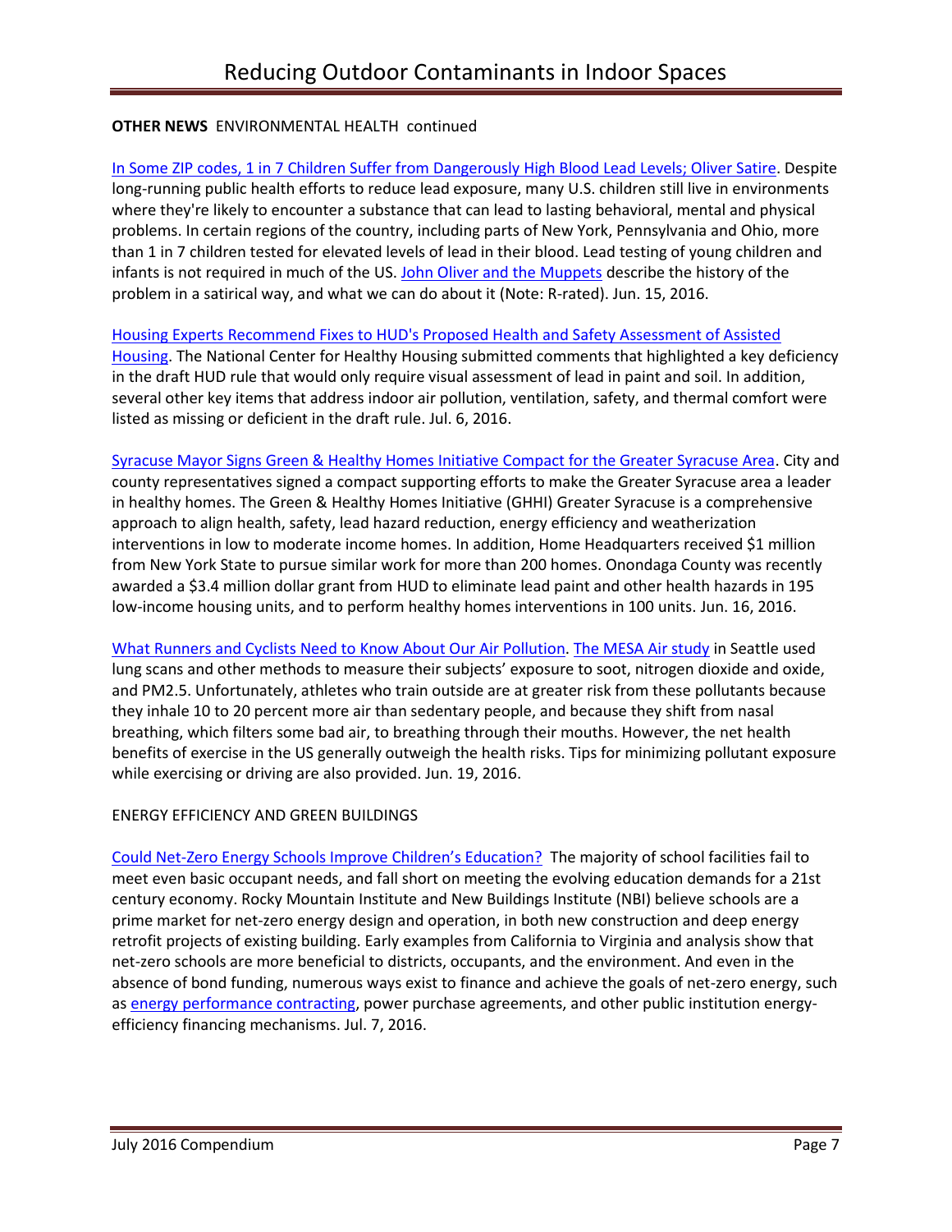**OTHER NEWS** ENVIRONMENTAL HEALTH continued

In Some ZIP codes, 1 in 7 Children Suffer from Dangerously High Blood Lead Levels; Oliver Satire. Despite long-running public health efforts to reduce lead exposure, many U.S. children still live in environments where they're likely to encounter a substance that can lead to lasting behavioral, mental and physical problems. In certain regions of the country, including parts of New York, Pennsylvania and Ohio, more than 1 in 7 children tested for elevated levels of lead in their blood. Lead testing of young children and infants is not required in much of the US. John Oliver and the Muppets describe the history of the problem in a satirical way, and what we can do about it (Note: R-rated). Jun. 15, 2016.

Housing Experts Recommend Fixes to HUD's Proposed Health and Safety Assessment of Assisted Housing. The National Center for Healthy Housing submitted comments that highlighted a key deficiency in the draft HUD rule that would only require visual assessment of lead in paint and soil. In addition, several other key items that address indoor air pollution, ventilation, safety, and thermal comfort were listed as missing or deficient in the draft rule. Jul. 6, 2016.

Syracuse Mayor Signs Green & Healthy Homes Initiative Compact for the Greater Syracuse Area. City and county representatives signed a compact supporting efforts to make the Greater Syracuse area a leader in healthy homes. The Green & Healthy Homes Initiative (GHHI) Greater Syracuse is a comprehensive approach to align health, safety, lead hazard reduction, energy efficiency and weatherization interventions in low to moderate income homes. In addition, Home Headquarters received $1 million from New York State to pursue similar work for more than 200 homes. Onondaga County was recently awarded a $3.4 million dollar grant from HUD to eliminate lead paint and other health hazards in 195 low-income housing units, and to perform healthy homes interventions in 100 units. Jun. 16, 2016.

What Runners and Cyclists Need to Know About Our Air Pollution. The MESA Air study in Seattle used lung scans and other methods to measure their subjects' exposure to soot, nitrogen dioxide and oxide, and PM2.5. Unfortunately, athletes who train outside are at greater risk from these pollutants because they inhale 10 to 20 percent more air than sedentary people, and because they shift from nasal breathing, which filters some bad air, to breathing through their mouths. However, the net health benefits of exercise in the US generally outweigh the health risks. Tips for minimizing pollutant exposure while exercising or driving are also provided. Jun. 19, 2016.

ENERGY EFFICIENCY AND GREEN BUILDINGS

Could Net-Zero Energy Schools Improve Children's Education? The majority of school facilities fail to meet even basic occupant needs, and fall short on meeting the evolving education demands for a 21st century economy. Rocky Mountain Institute and New Buildings Institute (NBI) believe schools are a prime market for net-zero energy design and operation, in both new construction and deep energy retrofit projects of existing building. Early examples from California to Virginia and analysis show that net-zero schools are more beneficial to districts, occupants, and the environment. And even in the absence of bond funding, numerous ways exist to finance and achieve the goals of net-zero energy, such as energy performance contracting, power purchase agreements, and other public institution energy-efficiency financing mechanisms. Jul. 7, 2016.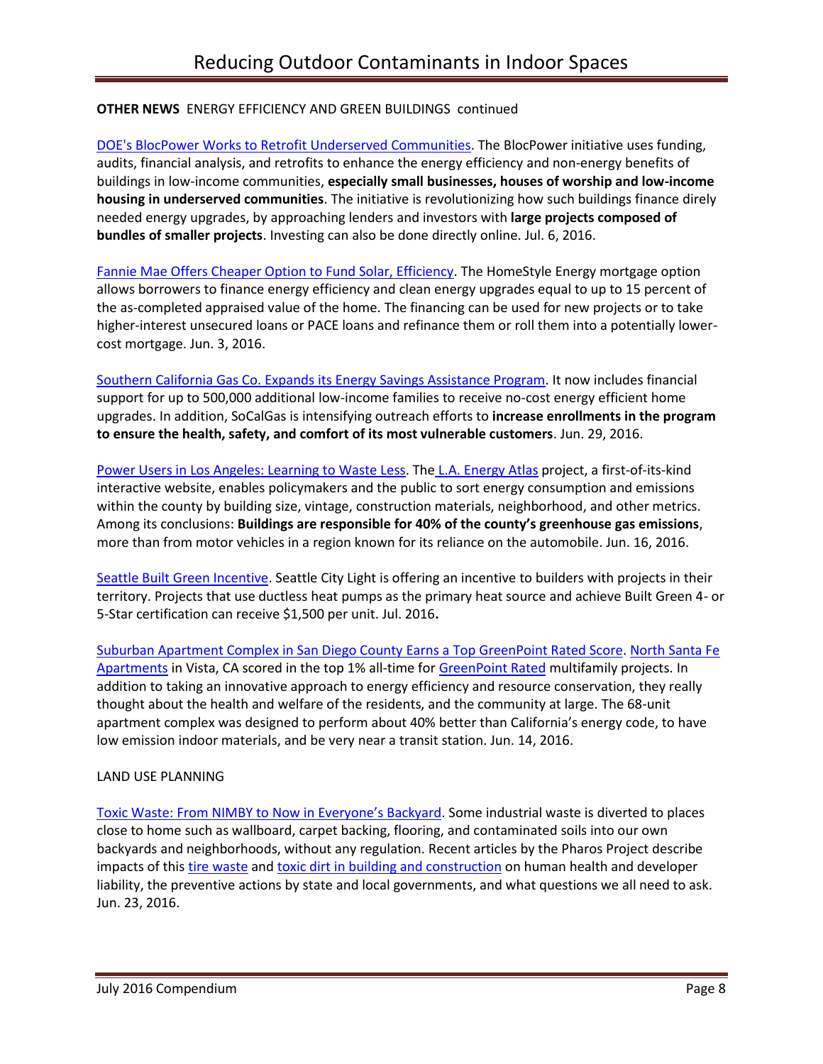**OTHER NEWS** ENERGY EFFICIENCY AND GREEN BUILDINGS continued

DOE's BlocPower Works to Retrofit Underserved Communities. The BlocPower initiative uses funding, audits, financial analysis, and retrofits to enhance the energy efficiency and non-energy benefits of buildings in low-income communities, **especially small businesses, houses of worship and low-income housing in underserved communities**. The initiative is revolutionizing how such buildings finance direly needed energy upgrades, by approaching lenders and investors with **large projects composed of bundles of smaller projects**. Investing can also be done directly online. Jul. 6, 2016.

Fannie Mae Offers Cheaper Option to Fund Solar, Efficiency. The HomeStyle Energy mortgage option allows borrowers to finance energy efficiency and clean energy upgrades equal to up to 15 percent of the as-completed appraised value of the home. The financing can be used for new projects or to take higher-interest unsecured loans or PACE loans and refinance them or roll them into a potentially lower-cost mortgage. Jun. 3, 2016.

Southern California Gas Co. Expands its Energy Savings Assistance Program. It now includes financial support for up to 500,000 additional low-income families to receive no-cost energy efficient home upgrades. In addition, SoCalGas is intensifying outreach efforts to **increase enrollments in the program to ensure the health, safety, and comfort of its most vulnerable customers**. Jun. 29, 2016.

Power Users in Los Angeles: Learning to Waste Less. The L.A. Energy Atlas project, a first-of-its-kind interactive website, enables policymakers and the public to sort energy consumption and emissions within the county by building size, vintage, construction materials, neighborhood, and other metrics. Among its conclusions: **Buildings are responsible for 40% of the county's greenhouse gas emissions**, more than from motor vehicles in a region known for its reliance on the automobile. Jun. 16, 2016.

Seattle Built Green Incentive. Seattle City Light is offering an incentive to builders with projects in their territory. Projects that use ductless heat pumps as the primary heat source and achieve Built Green 4- or 5-Star certification can receive $1,500 per unit. Jul. 2016**.**

Suburban Apartment Complex in San Diego County Earns a Top GreenPoint Rated Score. North Santa Fe Apartments in Vista, CA scored in the top 1% all-time for GreenPoint Rated multifamily projects. In addition to taking an innovative approach to energy efficiency and resource conservation, they really thought about the health and welfare of the residents, and the community at large. The 68-unit apartment complex was designed to perform about 40% better than California's energy code, to have low emission indoor materials, and be very near a transit station. Jun. 14, 2016.

LAND USE PLANNING

Toxic Waste: From NIMBY to Now in Everyone's Backyard. Some industrial waste is diverted to places close to home such as wallboard, carpet backing, flooring, and contaminated soils into our own backyards and neighborhoods, without any regulation. Recent articles by the Pharos Project describe impacts of this tire waste and toxic dirt in building and construction on human health and developer liability, the preventive actions by state and local governments, and what questions we all need to ask. Jun. 23, 2016.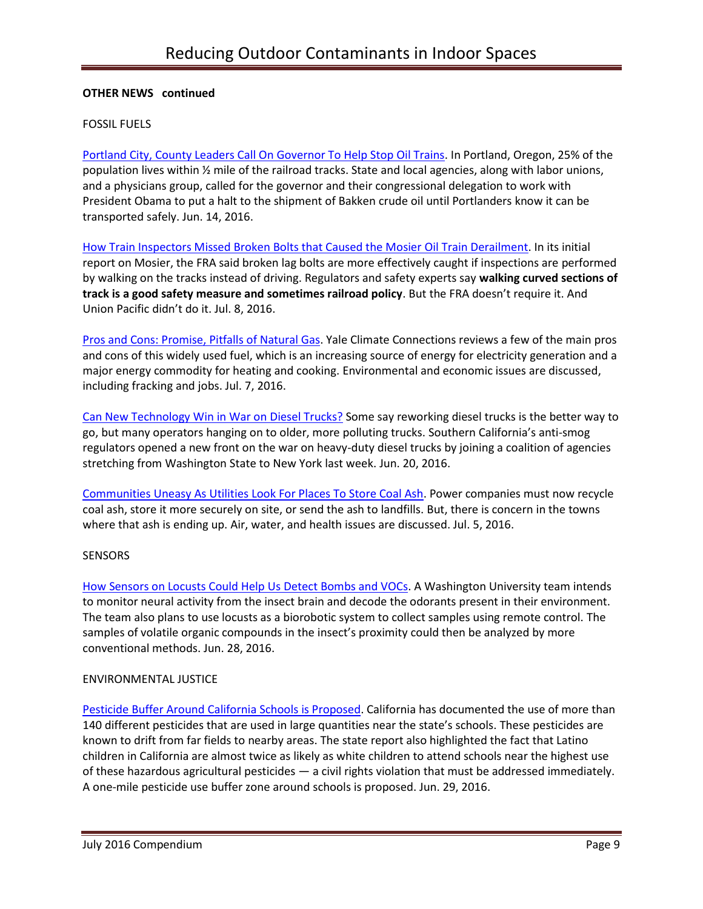**OTHER NEWS continued**

FOSSIL FUELS

Portland City, County Leaders Call On Governor To Help Stop Oil Trains. In Portland, Oregon, 25% of the population lives within ½ mile of the railroad tracks. State and local agencies, along with labor unions, and a physicians group, called for the governor and their congressional delegation to work with President Obama to put a halt to the shipment of Bakken crude oil until Portlanders know it can be transported safely. Jun. 14, 2016.

How Train Inspectors Missed Broken Bolts that Caused the Mosier Oil Train Derailment. In its initial report on Mosier, the FRA said broken lag bolts are more effectively caught if inspections are performed by walking on the tracks instead of driving. Regulators and safety experts say **walking curved sections of track is a good safety measure and sometimes railroad policy**. But the FRA doesn't require it. And Union Pacific didn't do it. Jul. 8, 2016.

Pros and Cons: Promise, Pitfalls of Natural Gas. Yale Climate Connections reviews a few of the main pros and cons of this widely used fuel, which is an increasing source of energy for electricity generation and a major energy commodity for heating and cooking. Environmental and economic issues are discussed, including fracking and jobs. Jul. 7, 2016.

Can New Technology Win in War on Diesel Trucks? Some say reworking diesel trucks is the better way to go, but many operators hanging on to older, more polluting trucks. Southern California's anti-smog regulators opened a new front on the war on heavy-duty diesel trucks by joining a coalition of agencies stretching from Washington State to New York last week. Jun. 20, 2016.

Communities Uneasy As Utilities Look For Places To Store Coal Ash. Power companies must now recycle coal ash, store it more securely on site, or send the ash to landfills. But, there is concern in the towns where that ash is ending up. Air, water, and health issues are discussed. Jul. 5, 2016.

SENSORS

How Sensors on Locusts Could Help Us Detect Bombs and VOCs. A Washington University team intends to monitor neural activity from the insect brain and decode the odorants present in their environment. The team also plans to use locusts as a biorobotic system to collect samples using remote control. The samples of volatile organic compounds in the insect's proximity could then be analyzed by more conventional methods. Jun. 28, 2016.

ENVIRONMENTAL JUSTICE

Pesticide Buffer Around California Schools is Proposed. California has documented the use of more than 140 different pesticides that are used in large quantities near the state's schools. These pesticides are known to drift from far fields to nearby areas. The state report also highlighted the fact that Latino children in California are almost twice as likely as white children to attend schools near the highest use of these hazardous agricultural pesticides — a civil rights violation that must be addressed immediately. A one-mile pesticide use buffer zone around schools is proposed. Jun. 29, 2016.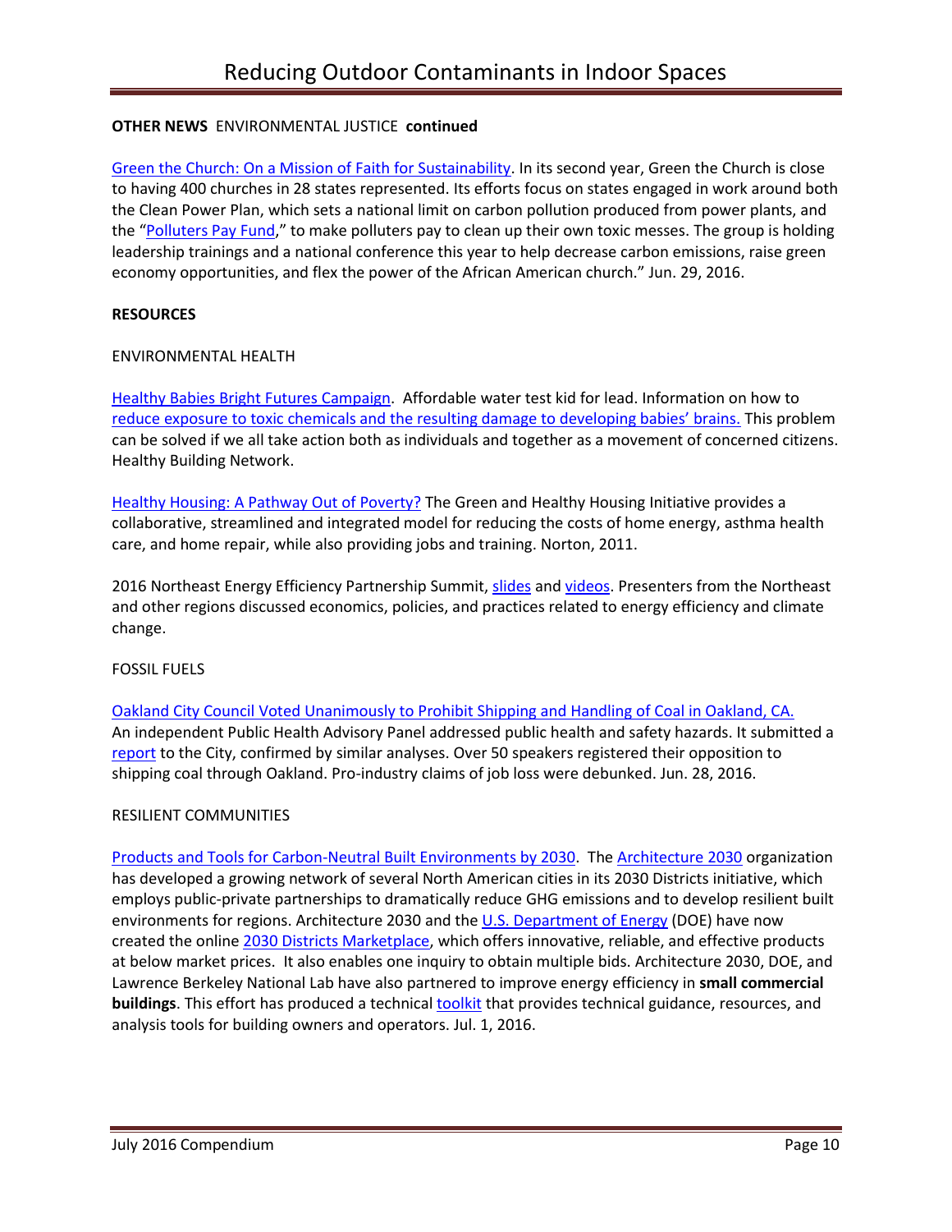**OTHER NEWS** ENVIRONMENTAL JUSTICE **continued**

Green the Church: On a Mission of Faith for Sustainability. In its second year, Green the Church is close to having 400 churches in 28 states represented. Its efforts focus on states engaged in work around both the Clean Power Plan, which sets a national limit on carbon pollution produced from power plants, and the "Polluters Pay Fund," to make polluters pay to clean up their own toxic messes. The group is holding leadership trainings and a national conference this year to help decrease carbon emissions, raise green economy opportunities, and flex the power of the African American church." Jun. 29, 2016.

**RESOURCES**

ENVIRONMENTAL HEALTH

Healthy Babies Bright Futures Campaign. Affordable water test kid for lead. Information on how to reduce exposure to toxic chemicals and the resulting damage to developing babies' brains. This problem can be solved if we all take action both as individuals and together as a movement of concerned citizens. Healthy Building Network.

Healthy Housing: A Pathway Out of Poverty? The Green and Healthy Housing Initiative provides a collaborative, streamlined and integrated model for reducing the costs of home energy, asthma health care, and home repair, while also providing jobs and training. Norton, 2011.

2016 Northeast Energy Efficiency Partnership Summit, slides and videos. Presenters from the Northeast and other regions discussed economics, policies, and practices related to energy efficiency and climate change.

FOSSIL FUELS

Oakland City Council Voted Unanimously to Prohibit Shipping and Handling of Coal in Oakland, CA. An independent Public Health Advisory Panel addressed public health and safety hazards. It submitted a report to the City, confirmed by similar analyses. Over 50 speakers registered their opposition to shipping coal through Oakland. Pro-industry claims of job loss were debunked. Jun. 28, 2016.

RESILIENT COMMUNITIES

Products and Tools for Carbon-Neutral Built Environments by 2030. The Architecture 2030 organization has developed a growing network of several North American cities in its 2030 Districts initiative, which employs public-private partnerships to dramatically reduce GHG emissions and to develop resilient built environments for regions. Architecture 2030 and the U.S. Department of Energy (DOE) have now created the online 2030 Districts Marketplace, which offers innovative, reliable, and effective products at below market prices. It also enables one inquiry to obtain multiple bids. Architecture 2030, DOE, and Lawrence Berkeley National Lab have also partnered to improve energy efficiency in **small commercial buildings**. This effort has produced a technical toolkit that provides technical guidance, resources, and analysis tools for building owners and operators. Jul. 1, 2016.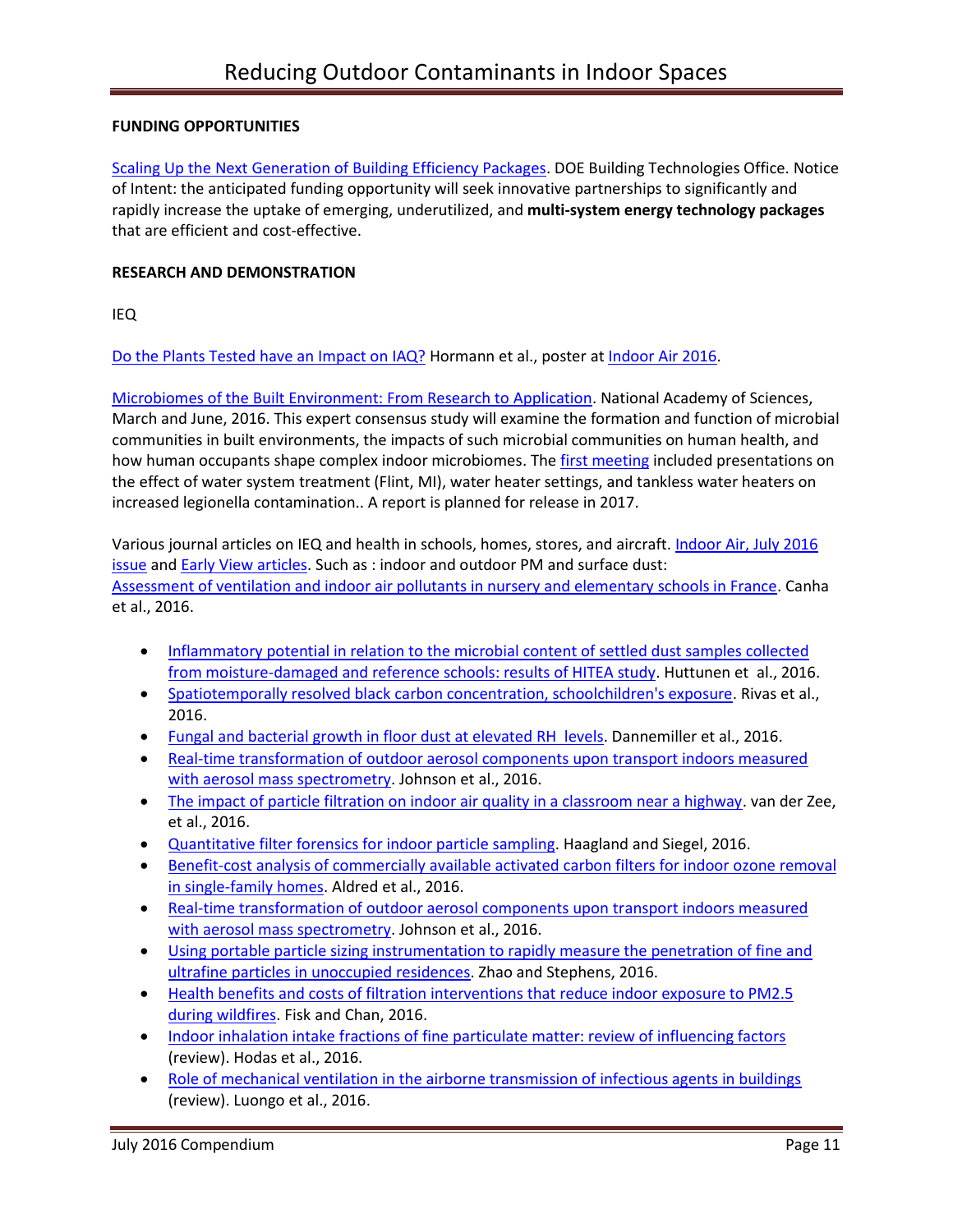**FUNDING OPPORTUNITIES**

Scaling Up the Next Generation of Building Efficiency Packages. DOE Building Technologies Office. Notice of Intent: the anticipated funding opportunity will seek innovative partnerships to significantly and rapidly increase the uptake of emerging, underutilized, and **multi-system energy technology packages** that are efficient and cost-effective.

**RESEARCH AND DEMONSTRATION**

IEQ

Do the Plants Tested have an Impact on IAQ? Hormann et al., poster at Indoor Air 2016.

Microbiomes of the Built Environment: From Research to Application. National Academy of Sciences, March and June, 2016. This expert consensus study will examine the formation and function of microbial communities in built environments, the impacts of such microbial communities on human health, and how human occupants shape complex indoor microbiomes. The first meeting included presentations on the effect of water system treatment (Flint, MI), water heater settings, and tankless water heaters on increased legionella contamination.. A report is planned for release in 2017.

Various journal articles on IEQ and health in schools, homes, stores, and aircraft. Indoor Air, July 2016 issue and Early View articles. Such as : indoor and outdoor PM and surface dust: Assessment of ventilation and indoor air pollutants in nursery and elementary schools in France. Canha et al., 2016.

- Inflammatory potential in relation to the microbial content of settled dust samples collected from moisture-damaged and reference schools: results of HITEA study. Huttunen et al., 2016.
- Spatiotemporally resolved black carbon concentration, schoolchildren's exposure. Rivas et al., 2016.
- Fungal and bacterial growth in floor dust at elevated RH levels. Dannemiller et al., 2016.
- Real-time transformation of outdoor aerosol components upon transport indoors measured with aerosol mass spectrometry. Johnson et al., 2016.
- The impact of particle filtration on indoor air quality in a classroom near a highway. van der Zee, et al., 2016.
- Quantitative filter forensics for indoor particle sampling. Haagland and Siegel, 2016.
- Benefit-cost analysis of commercially available activated carbon filters for indoor ozone removal in single-family homes. Aldred et al., 2016.
- Real-time transformation of outdoor aerosol components upon transport indoors measured with aerosol mass spectrometry. Johnson et al., 2016.
- Using portable particle sizing instrumentation to rapidly measure the penetration of fine and ultrafine particles in unoccupied residences. Zhao and Stephens, 2016.
- Health benefits and costs of filtration interventions that reduce indoor exposure to PM2.5 during wildfires. Fisk and Chan, 2016.
- Indoor inhalation intake fractions of fine particulate matter: review of influencing factors (review). Hodas et al., 2016.
- Role of mechanical ventilation in the airborne transmission of infectious agents in buildings (review). Luongo et al., 2016.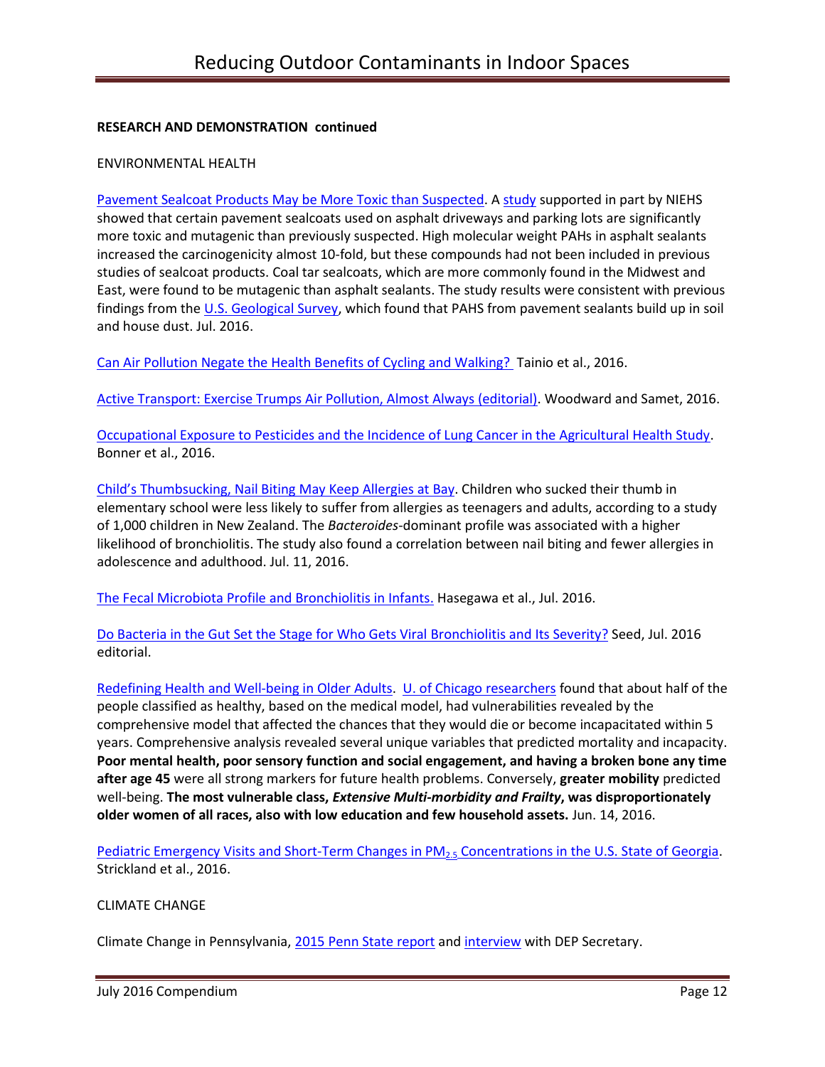**RESEARCH AND DEMONSTRATION continued**

ENVIRONMENTAL HEALTH

Pavement Sealcoat Products May be More Toxic than Suspected. A study supported in part by NIEHS showed that certain pavement sealcoats used on asphalt driveways and parking lots are significantly more toxic and mutagenic than previously suspected. High molecular weight PAHs in asphalt sealants increased the carcinogenicity almost 10-fold, but these compounds had not been included in previous studies of sealcoat products. Coal tar sealcoats, which are more commonly found in the Midwest and East, were found to be mutagenic than asphalt sealants. The study results were consistent with previous findings from the U.S. Geological Survey, which found that PAHS from pavement sealants build up in soil and house dust. Jul. 2016.

Can Air Pollution Negate the Health Benefits of Cycling and Walking? Tainio et al., 2016.

Active Transport: Exercise Trumps Air Pollution, Almost Always (editorial). Woodward and Samet, 2016.

Occupational Exposure to Pesticides and the Incidence of Lung Cancer in the Agricultural Health Study. Bonner et al., 2016.

Child's Thumbsucking, Nail Biting May Keep Allergies at Bay. Children who sucked their thumb in elementary school were less likely to suffer from allergies as teenagers and adults, according to a study of 1,000 children in New Zealand. The *Bacteroides*-dominant profile was associated with a higher likelihood of bronchiolitis. The study also found a correlation between nail biting and fewer allergies in adolescence and adulthood. Jul. 11, 2016.

The Fecal Microbiota Profile and Bronchiolitis in Infants. Hasegawa et al., Jul. 2016.

Do Bacteria in the Gut Set the Stage for Who Gets Viral Bronchiolitis and Its Severity? Seed, Jul. 2016 editorial.

Redefining Health and Well-being in Older Adults. U. of Chicago researchers found that about half of the people classified as healthy, based on the medical model, had vulnerabilities revealed by the comprehensive model that affected the chances that they would die or become incapacitated within 5 years. Comprehensive analysis revealed several unique variables that predicted mortality and incapacity. **Poor mental health, poor sensory function and social engagement, and having a broken bone any time after age 45** were all strong markers for future health problems. Conversely, **greater mobility** predicted well-being. **The most vulnerable class, *Extensive Multi-morbidity and Frailty*, was disproportionately older women of all races, also with low education and few household assets.** Jun. 14, 2016.

Pediatric Emergency Visits and Short-Term Changes in $PM_{2.5}$ Concentrations in the U.S. State of Georgia. Strickland et al., 2016.

CLIMATE CHANGE

Climate Change in Pennsylvania, 2015 Penn State report and interview with DEP Secretary.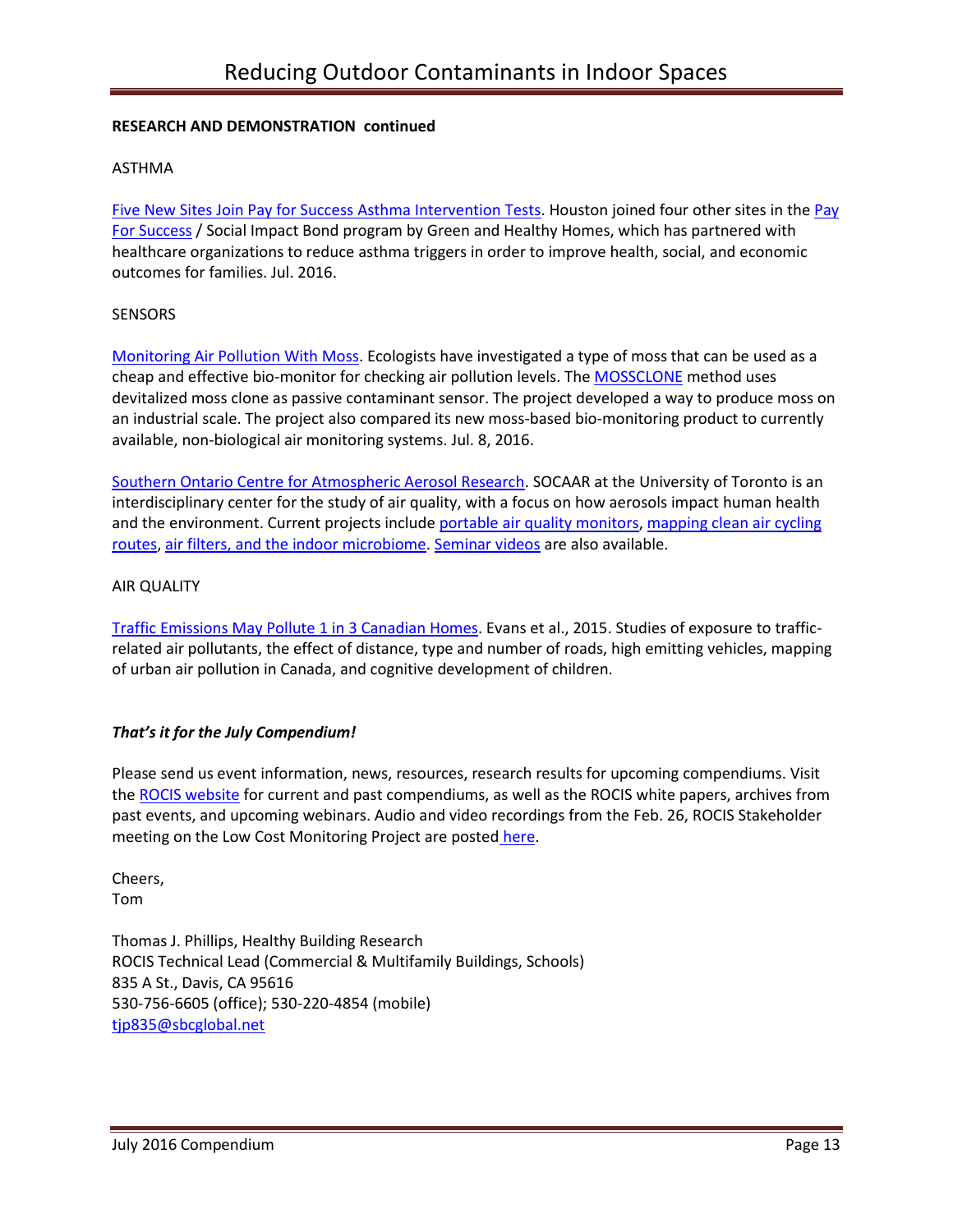**RESEARCH AND DEMONSTRATION continued**

ASTHMA

Five New Sites Join Pay for Success Asthma Intervention Tests. Houston joined four other sites in the Pay For Success / Social Impact Bond program by Green and Healthy Homes, which has partnered with healthcare organizations to reduce asthma triggers in order to improve health, social, and economic outcomes for families. Jul. 2016.

SENSORS

Monitoring Air Pollution With Moss. Ecologists have investigated a type of moss that can be used as a cheap and effective bio-monitor for checking air pollution levels. The MOSSCLONE method uses devitalized moss clone as passive contaminant sensor. The project developed a way to produce moss on an industrial scale. The project also compared its new moss-based bio-monitoring product to currently available, non-biological air monitoring systems. Jul. 8, 2016.

Southern Ontario Centre for Atmospheric Aerosol Research. SOCAAR at the University of Toronto is an interdisciplinary center for the study of air quality, with a focus on how aerosols impact human health and the environment. Current projects include portable air quality monitors, mapping clean air cycling routes, air filters, and the indoor microbiome. Seminar videos are also available.

AIR QUALITY

Traffic Emissions May Pollute 1 in 3 Canadian Homes. Evans et al., 2015. Studies of exposure to traffic-related air pollutants, the effect of distance, type and number of roads, high emitting vehicles, mapping of urban air pollution in Canada, and cognitive development of children.

***That's it for the July Compendium!***

Please send us event information, news, resources, research results for upcoming compendiums. Visit the ROCIS website for current and past compendiums, as well as the ROCIS white papers, archives from past events, and upcoming webinars. Audio and video recordings from the Feb. 26, ROCIS Stakeholder meeting on the Low Cost Monitoring Project are posted here.

Cheers,
Tom

Thomas J. Phillips, Healthy Building Research
ROCIS Technical Lead (Commercial & Multifamily Buildings, Schools)
835 A St., Davis, CA 95616
530-756-6605 (office); 530-220-4854 (mobile)
tjp835@sbcglobal.net